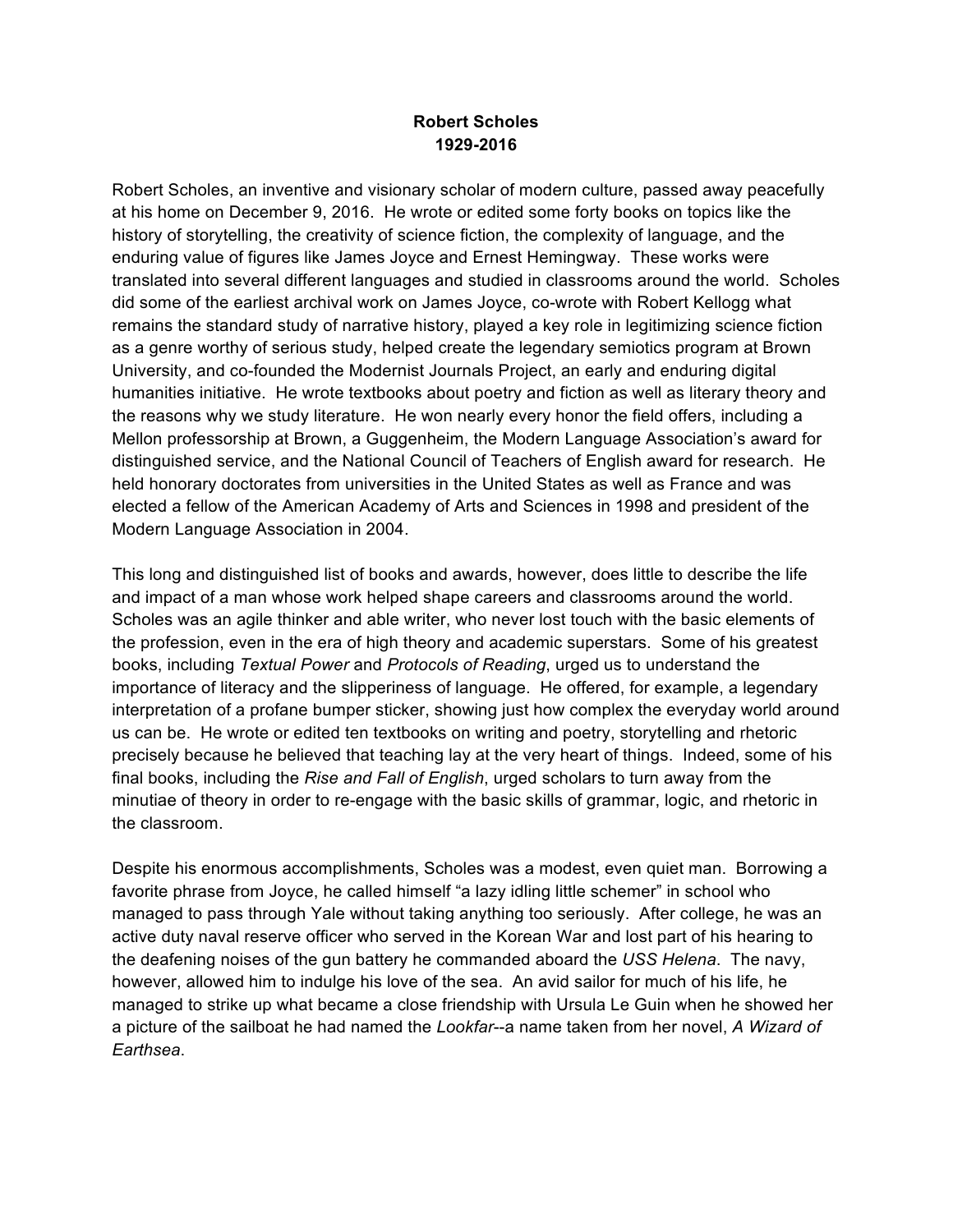# Robert Scholes
## 1929-2016

Robert Scholes, an inventive and visionary scholar of modern culture, passed away peacefully at his home on December 9, 2016. He wrote or edited some forty books on topics like the history of storytelling, the creativity of science fiction, the complexity of language, and the enduring value of figures like James Joyce and Ernest Hemingway. These works were translated into several different languages and studied in classrooms around the world. Scholes did some of the earliest archival work on James Joyce, co-wrote with Robert Kellogg what remains the standard study of narrative history, played a key role in legitimizing science fiction as a genre worthy of serious study, helped create the legendary semiotics program at Brown University, and co-founded the Modernist Journals Project, an early and enduring digital humanities initiative. He wrote textbooks about poetry and fiction as well as literary theory and the reasons why we study literature. He won nearly every honor the field offers, including a Mellon professorship at Brown, a Guggenheim, the Modern Language Association's award for distinguished service, and the National Council of Teachers of English award for research. He held honorary doctorates from universities in the United States as well as France and was elected a fellow of the American Academy of Arts and Sciences in 1998 and president of the Modern Language Association in 2004.

This long and distinguished list of books and awards, however, does little to describe the life and impact of a man whose work helped shape careers and classrooms around the world. Scholes was an agile thinker and able writer, who never lost touch with the basic elements of the profession, even in the era of high theory and academic superstars. Some of his greatest books, including *Textual Power* and *Protocols of Reading*, urged us to understand the importance of literacy and the slipperiness of language. He offered, for example, a legendary interpretation of a profane bumper sticker, showing just how complex the everyday world around us can be. He wrote or edited ten textbooks on writing and poetry, storytelling and rhetoric precisely because he believed that teaching lay at the very heart of things. Indeed, some of his final books, including the *Rise and Fall of English*, urged scholars to turn away from the minutiae of theory in order to re-engage with the basic skills of grammar, logic, and rhetoric in the classroom.

Despite his enormous accomplishments, Scholes was a modest, even quiet man. Borrowing a favorite phrase from Joyce, he called himself "a lazy idling little schemer" in school who managed to pass through Yale without taking anything too seriously. After college, he was an active duty naval reserve officer who served in the Korean War and lost part of his hearing to the deafening noises of the gun battery he commanded aboard the *USS Helena*. The navy, however, allowed him to indulge his love of the sea. An avid sailor for much of his life, he managed to strike up what became a close friendship with Ursula Le Guin when he showed her a picture of the sailboat he had named the *Lookfar*--a name taken from her novel, *A Wizard of Earthsea*.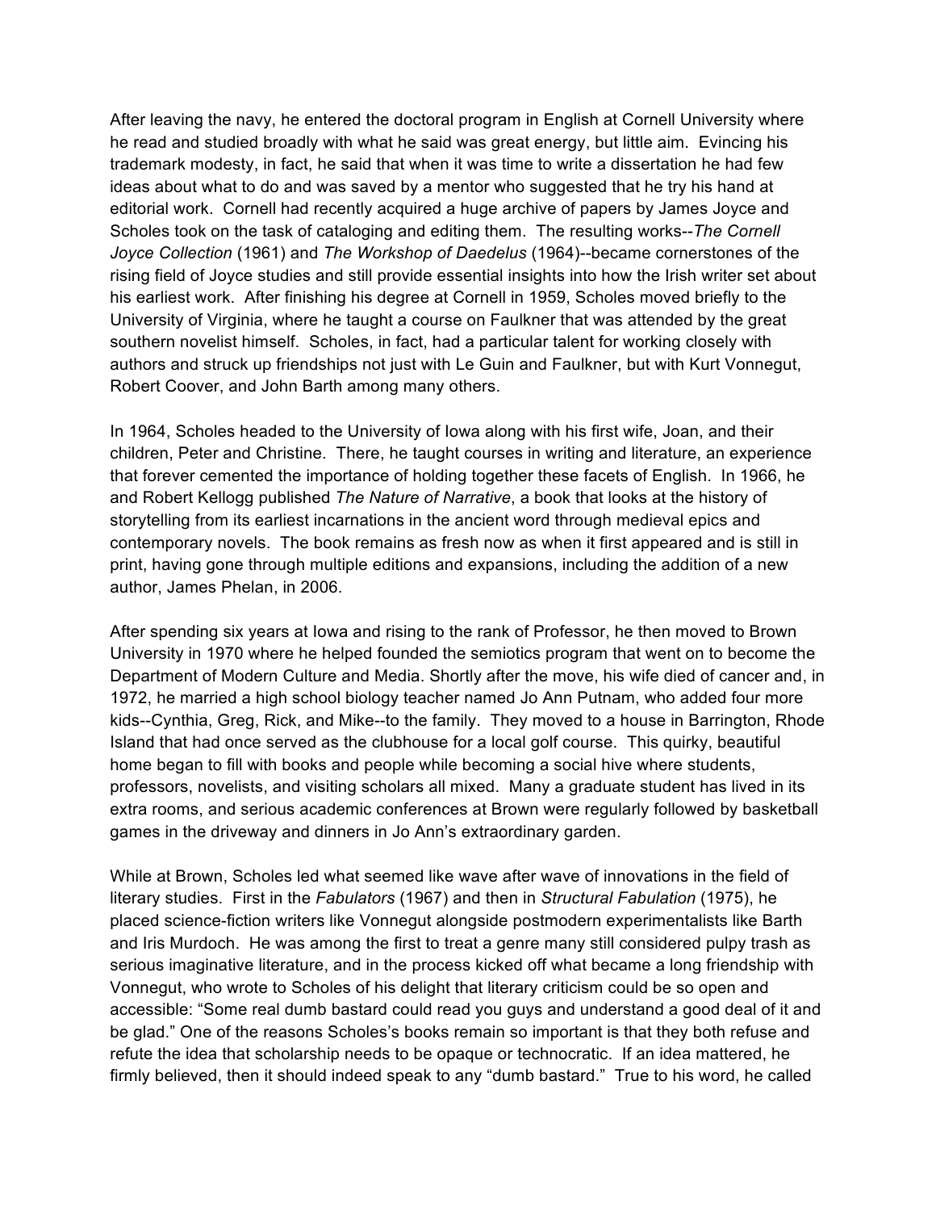After leaving the navy, he entered the doctoral program in English at Cornell University where he read and studied broadly with what he said was great energy, but little aim. Evincing his trademark modesty, in fact, he said that when it was time to write a dissertation he had few ideas about what to do and was saved by a mentor who suggested that he try his hand at editorial work. Cornell had recently acquired a huge archive of papers by James Joyce and Scholes took on the task of cataloging and editing them. The resulting works--*The Cornell Joyce Collection* (1961) and *The Workshop of Daedelus* (1964)--became cornerstones of the rising field of Joyce studies and still provide essential insights into how the Irish writer set about his earliest work. After finishing his degree at Cornell in 1959, Scholes moved briefly to the University of Virginia, where he taught a course on Faulkner that was attended by the great southern novelist himself. Scholes, in fact, had a particular talent for working closely with authors and struck up friendships not just with Le Guin and Faulkner, but with Kurt Vonnegut, Robert Coover, and John Barth among many others.

In 1964, Scholes headed to the University of Iowa along with his first wife, Joan, and their children, Peter and Christine. There, he taught courses in writing and literature, an experience that forever cemented the importance of holding together these facets of English. In 1966, he and Robert Kellogg published *The Nature of Narrative*, a book that looks at the history of storytelling from its earliest incarnations in the ancient word through medieval epics and contemporary novels. The book remains as fresh now as when it first appeared and is still in print, having gone through multiple editions and expansions, including the addition of a new author, James Phelan, in 2006.

After spending six years at Iowa and rising to the rank of Professor, he then moved to Brown University in 1970 where he helped founded the semiotics program that went on to become the Department of Modern Culture and Media. Shortly after the move, his wife died of cancer and, in 1972, he married a high school biology teacher named Jo Ann Putnam, who added four more kids--Cynthia, Greg, Rick, and Mike--to the family. They moved to a house in Barrington, Rhode Island that had once served as the clubhouse for a local golf course. This quirky, beautiful home began to fill with books and people while becoming a social hive where students, professors, novelists, and visiting scholars all mixed. Many a graduate student has lived in its extra rooms, and serious academic conferences at Brown were regularly followed by basketball games in the driveway and dinners in Jo Ann's extraordinary garden.

While at Brown, Scholes led what seemed like wave after wave of innovations in the field of literary studies. First in the *Fabulators* (1967) and then in *Structural Fabulation* (1975), he placed science-fiction writers like Vonnegut alongside postmodern experimentalists like Barth and Iris Murdoch. He was among the first to treat a genre many still considered pulpy trash as serious imaginative literature, and in the process kicked off what became a long friendship with Vonnegut, who wrote to Scholes of his delight that literary criticism could be so open and accessible: "Some real dumb bastard could read you guys and understand a good deal of it and be glad." One of the reasons Scholes's books remain so important is that they both refuse and refute the idea that scholarship needs to be opaque or technocratic. If an idea mattered, he firmly believed, then it should indeed speak to any "dumb bastard." True to his word, he called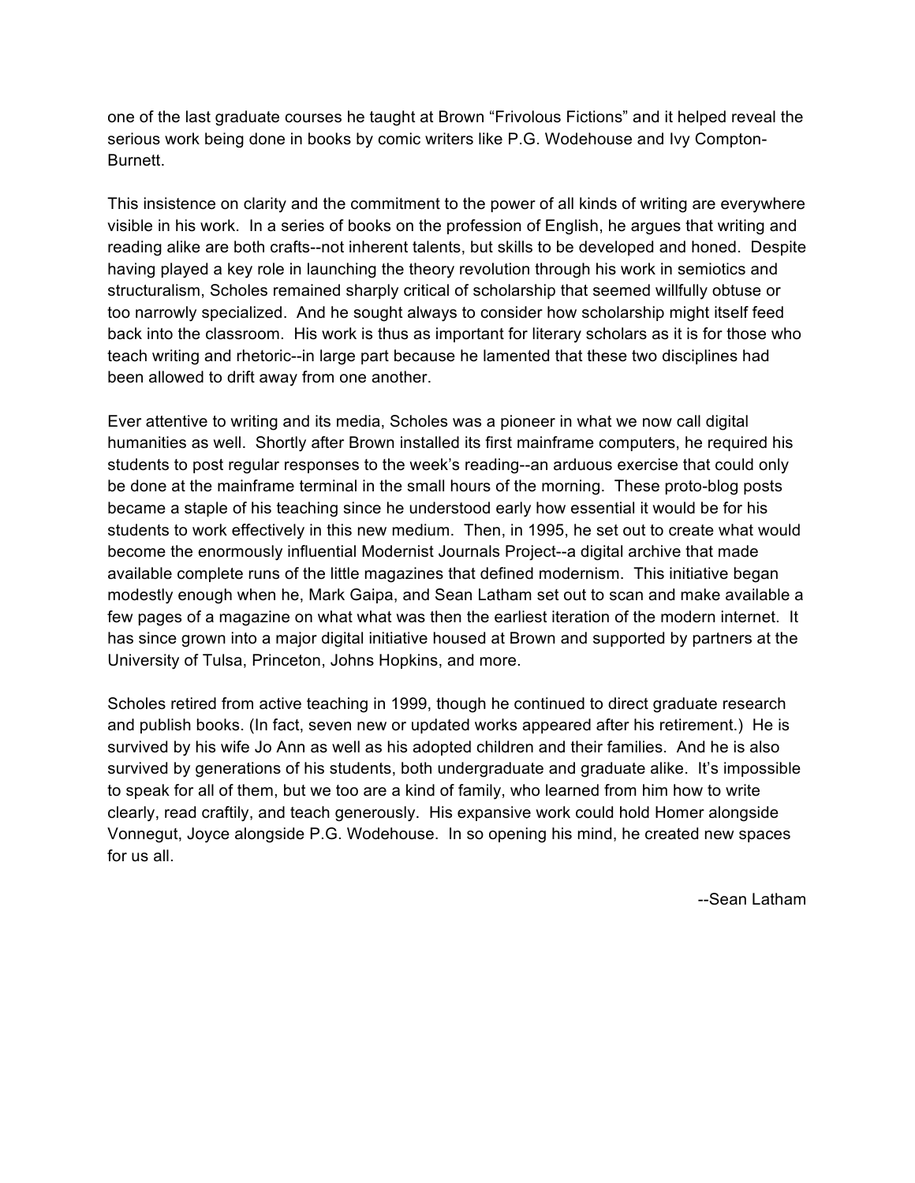one of the last graduate courses he taught at Brown "Frivolous Fictions" and it helped reveal the serious work being done in books by comic writers like P.G. Wodehouse and Ivy Compton-Burnett.

This insistence on clarity and the commitment to the power of all kinds of writing are everywhere visible in his work. In a series of books on the profession of English, he argues that writing and reading alike are both crafts--not inherent talents, but skills to be developed and honed. Despite having played a key role in launching the theory revolution through his work in semiotics and structuralism, Scholes remained sharply critical of scholarship that seemed willfully obtuse or too narrowly specialized. And he sought always to consider how scholarship might itself feed back into the classroom. His work is thus as important for literary scholars as it is for those who teach writing and rhetoric--in large part because he lamented that these two disciplines had been allowed to drift away from one another.

Ever attentive to writing and its media, Scholes was a pioneer in what we now call digital humanities as well. Shortly after Brown installed its first mainframe computers, he required his students to post regular responses to the week's reading--an arduous exercise that could only be done at the mainframe terminal in the small hours of the morning. These proto-blog posts became a staple of his teaching since he understood early how essential it would be for his students to work effectively in this new medium. Then, in 1995, he set out to create what would become the enormously influential Modernist Journals Project--a digital archive that made available complete runs of the little magazines that defined modernism. This initiative began modestly enough when he, Mark Gaipa, and Sean Latham set out to scan and make available a few pages of a magazine on what what was then the earliest iteration of the modern internet. It has since grown into a major digital initiative housed at Brown and supported by partners at the University of Tulsa, Princeton, Johns Hopkins, and more.

Scholes retired from active teaching in 1999, though he continued to direct graduate research and publish books. (In fact, seven new or updated works appeared after his retirement.) He is survived by his wife Jo Ann as well as his adopted children and their families. And he is also survived by generations of his students, both undergraduate and graduate alike. It's impossible to speak for all of them, but we too are a kind of family, who learned from him how to write clearly, read craftily, and teach generously. His expansive work could hold Homer alongside Vonnegut, Joyce alongside P.G. Wodehouse. In so opening his mind, he created new spaces for us all.

--Sean Latham